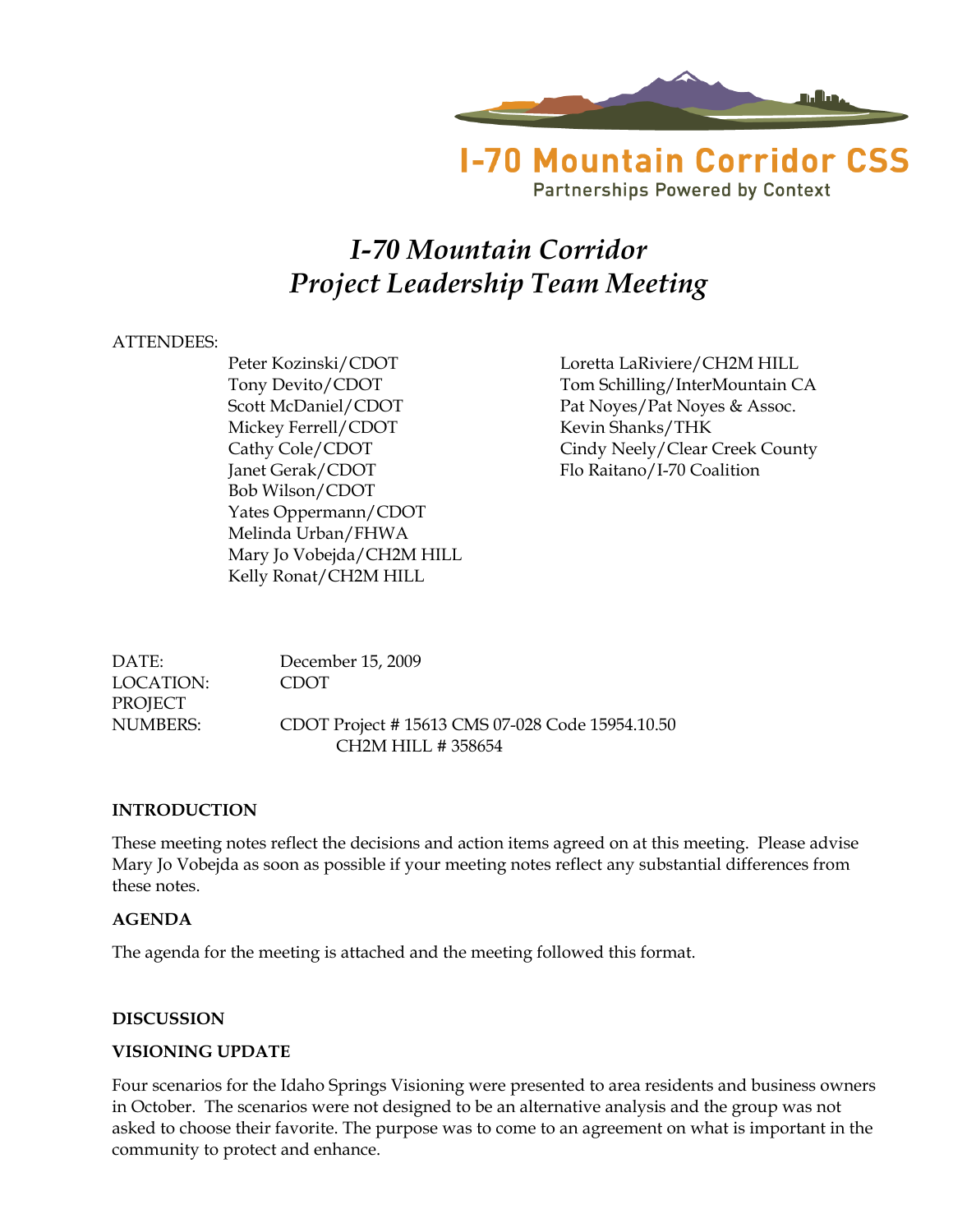I-70 Mountain Corridor CSS

Partnerships Powered by Context

# I-70 Mountain Corridor Project Leadership Team Meeting

ATTENDEES:

- Peter Kozinski/CDOT
- Tony Devito/CDOT
- Scott McDaniel/CDOT
- Mickey Ferrell/CDOT
- Cathy Cole/CDOT
- Janet Gerak/CDOT
- Bob Wilson/CDOT
- Yates Oppermann/CDOT
- Melinda Urban/FHWA
- Mary Jo Vobejda/CH2M HILL
- Kelly Ronat/CH2M HILL
- Loretta LaRiviere/CH2M HILL
- Tom Schilling/InterMountain CA
- Pat Noyes/Pat Noyes & Assoc.
- Kevin Shanks/THK
- Cindy Neely/Clear Creek County
- Flo Raitano/I-70 Coalition

DATE: December 15, 2009

LOCATION: CDOT

PROJECT NUMBERS: CDOT Project # 15613 CMS 07-028 Code 15954.10.50
CH2M HILL # 358654

**INTRODUCTION**

These meeting notes reflect the decisions and action items agreed on at this meeting. Please advise Mary Jo Vobejda as soon as possible if your meeting notes reflect any substantial differences from these notes.

**AGENDA**

The agenda for the meeting is attached and the meeting followed this format.

**DISCUSSION**

**VISIONING UPDATE**

Four scenarios for the Idaho Springs Visioning were presented to area residents and business owners in October. The scenarios were not designed to be an alternative analysis and the group was not asked to choose their favorite. The purpose was to come to an agreement on what is important in the community to protect and enhance.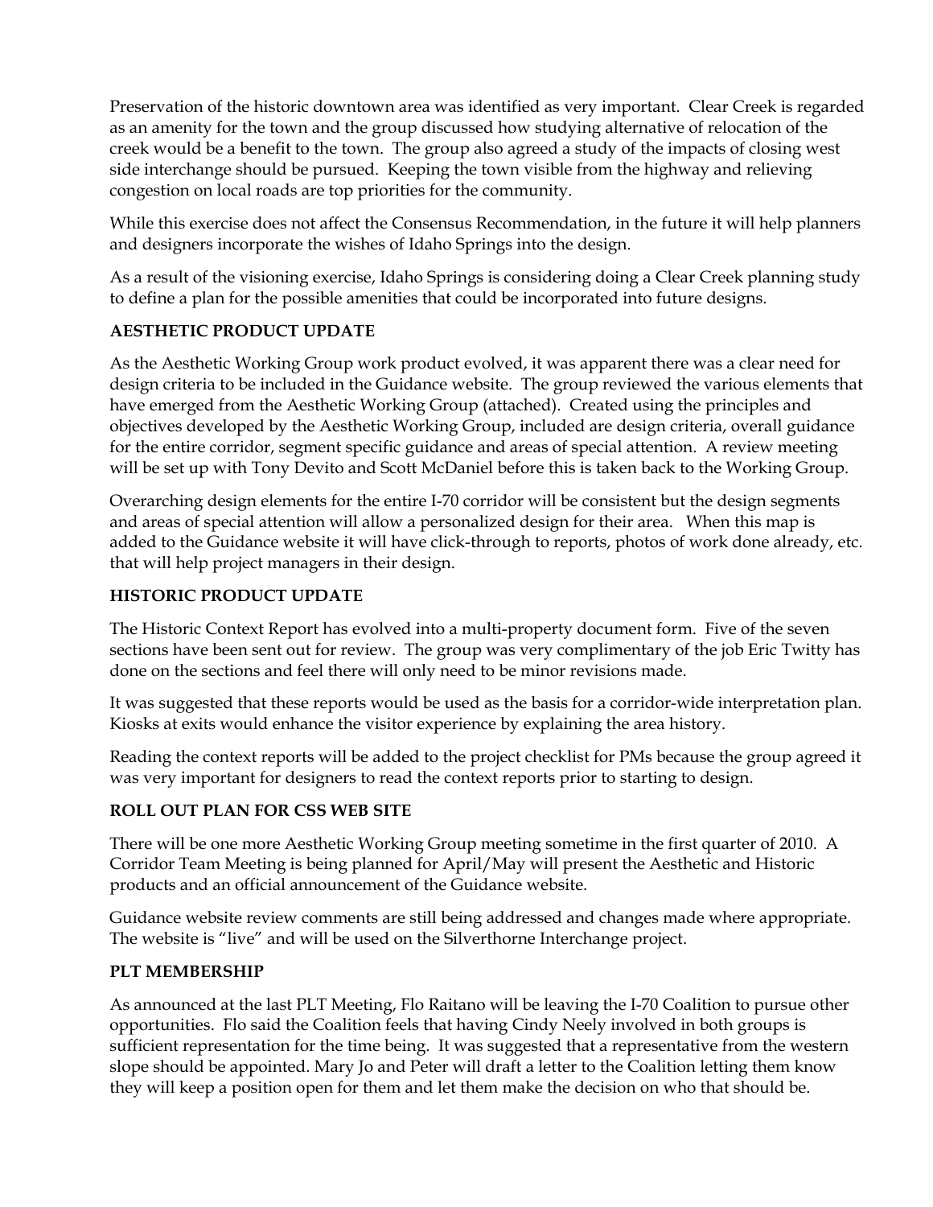Preservation of the historic downtown area was identified as very important. Clear Creek is regarded as an amenity for the town and the group discussed how studying alternative of relocation of the creek would be a benefit to the town. The group also agreed a study of the impacts of closing west side interchange should be pursued. Keeping the town visible from the highway and relieving congestion on local roads are top priorities for the community.

While this exercise does not affect the Consensus Recommendation, in the future it will help planners and designers incorporate the wishes of Idaho Springs into the design.

As a result of the visioning exercise, Idaho Springs is considering doing a Clear Creek planning study to define a plan for the possible amenities that could be incorporated into future designs.

**AESTHETIC PRODUCT UPDATE**

As the Aesthetic Working Group work product evolved, it was apparent there was a clear need for design criteria to be included in the Guidance website. The group reviewed the various elements that have emerged from the Aesthetic Working Group (attached). Created using the principles and objectives developed by the Aesthetic Working Group, included are design criteria, overall guidance for the entire corridor, segment specific guidance and areas of special attention. A review meeting will be set up with Tony Devito and Scott McDaniel before this is taken back to the Working Group.

Overarching design elements for the entire I-70 corridor will be consistent but the design segments and areas of special attention will allow a personalized design for their area. When this map is added to the Guidance website it will have click-through to reports, photos of work done already, etc. that will help project managers in their design.

**HISTORIC PRODUCT UPDATE**

The Historic Context Report has evolved into a multi-property document form. Five of the seven sections have been sent out for review. The group was very complimentary of the job Eric Twitty has done on the sections and feel there will only need to be minor revisions made.

It was suggested that these reports would be used as the basis for a corridor-wide interpretation plan. Kiosks at exits would enhance the visitor experience by explaining the area history.

Reading the context reports will be added to the project checklist for PMs because the group agreed it was very important for designers to read the context reports prior to starting to design.

**ROLL OUT PLAN FOR CSS WEB SITE**

There will be one more Aesthetic Working Group meeting sometime in the first quarter of 2010. A Corridor Team Meeting is being planned for April/May will present the Aesthetic and Historic products and an official announcement of the Guidance website.

Guidance website review comments are still being addressed and changes made where appropriate. The website is "live" and will be used on the Silverthorne Interchange project.

**PLT MEMBERSHIP**

As announced at the last PLT Meeting, Flo Raitano will be leaving the I-70 Coalition to pursue other opportunities. Flo said the Coalition feels that having Cindy Neely involved in both groups is sufficient representation for the time being. It was suggested that a representative from the western slope should be appointed. Mary Jo and Peter will draft a letter to the Coalition letting them know they will keep a position open for them and let them make the decision on who that should be.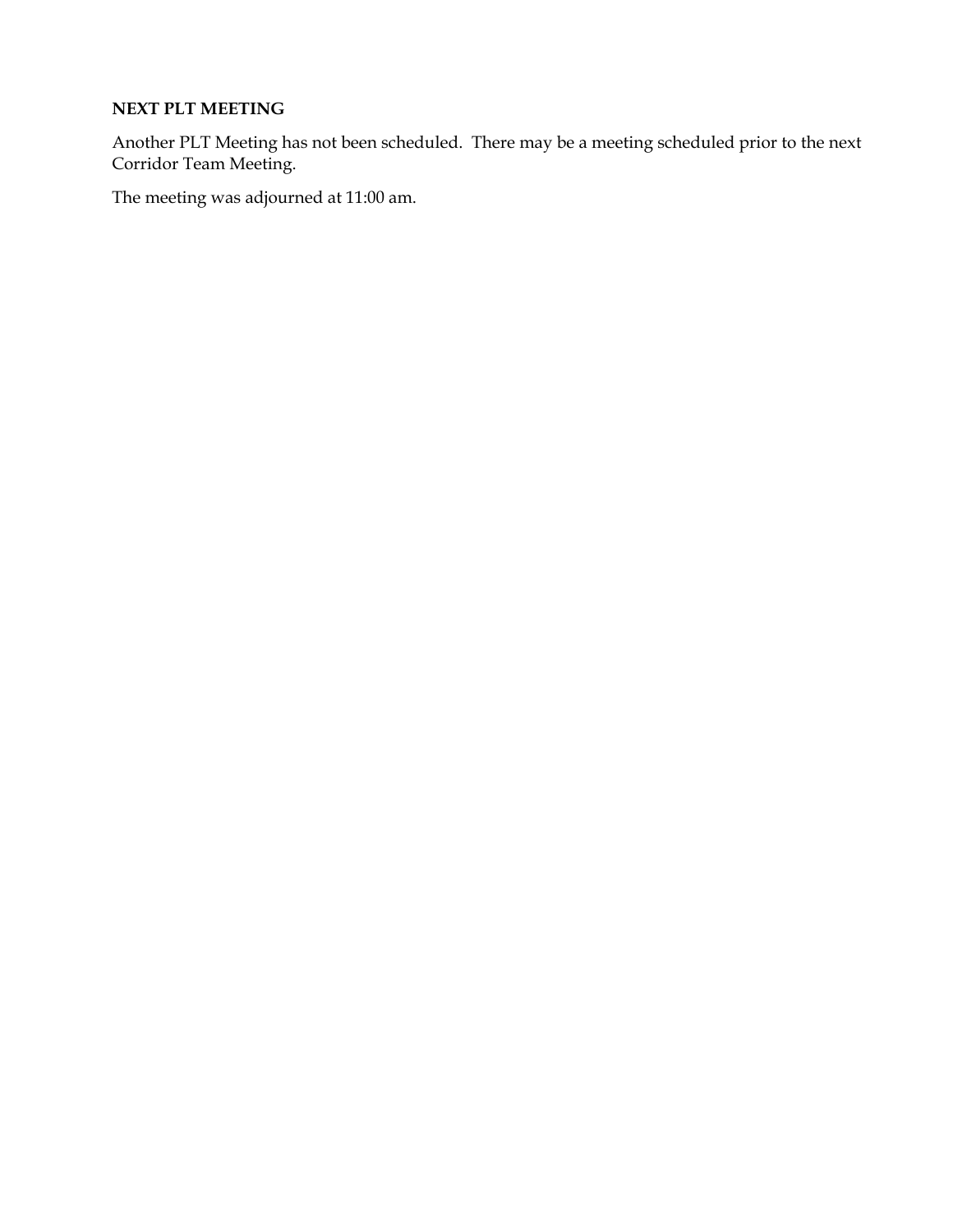**NEXT PLT MEETING**

Another PLT Meeting has not been scheduled. There may be a meeting scheduled prior to the next Corridor Team Meeting.

The meeting was adjourned at 11:00 am.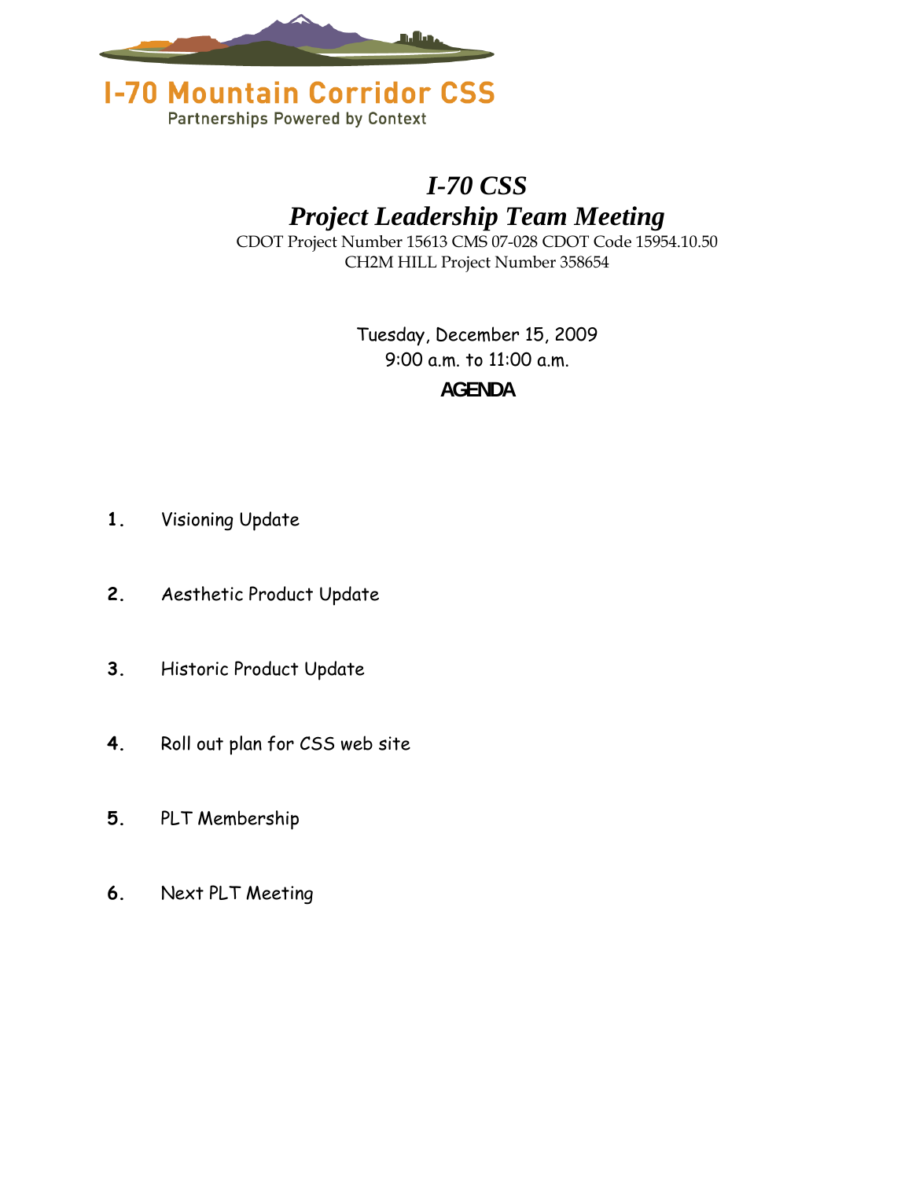I-70 Mountain Corridor CSS

Partnerships Powered by Context

# *I-70 CSS*
# *Project Leadership Team Meeting*

CDOT Project Number 15613 CMS 07-028 CDOT Code 15954.10.50

CH2M HILL Project Number 358654

Tuesday, December 15, 2009

9:00 a.m. to 11:00 a.m.

**AGENDA**

1. Visioning Update
2. Aesthetic Product Update
3. Historic Product Update
4. Roll out plan for CSS web site
5. PLT Membership
6. Next PLT Meeting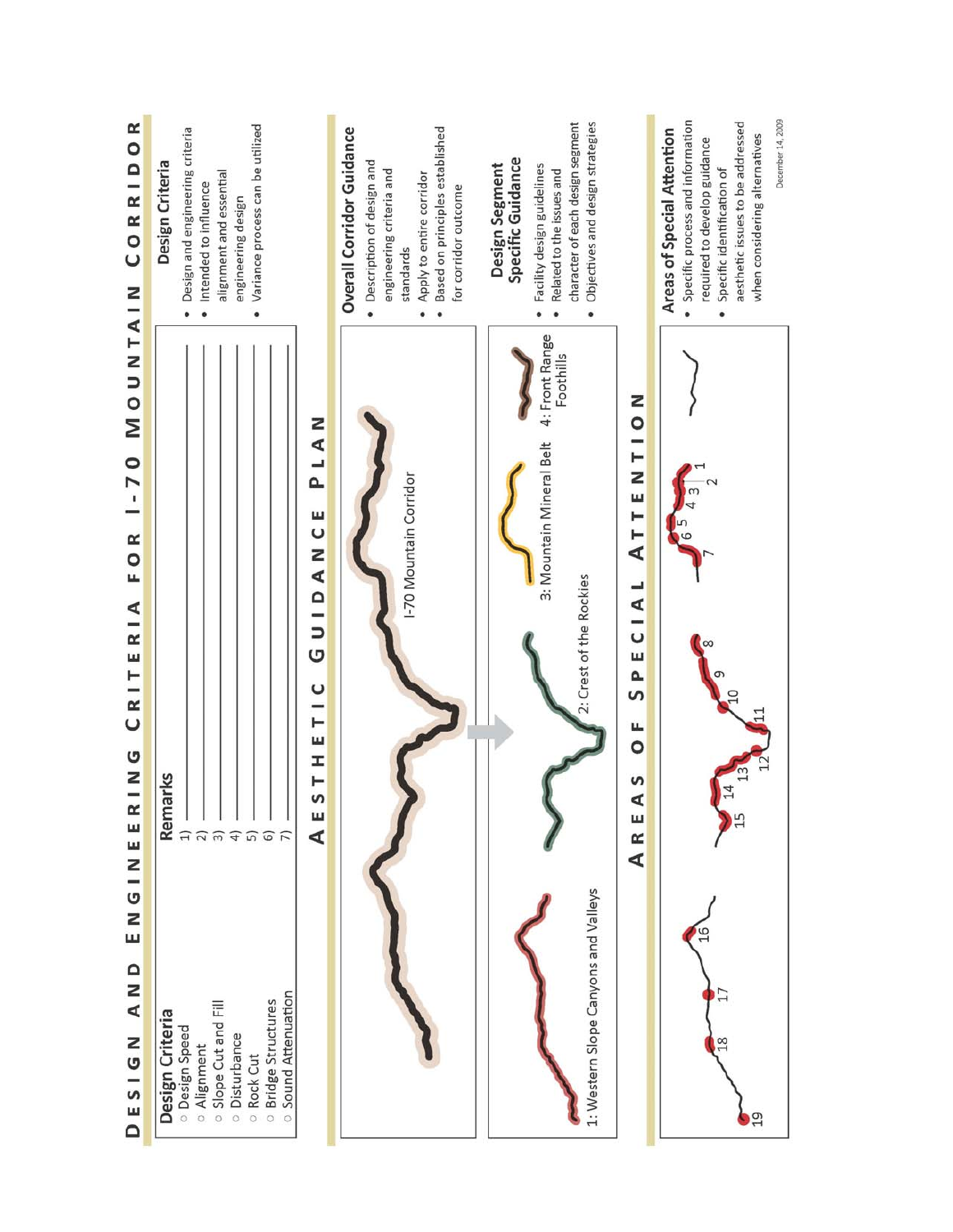# DESIGN AND ENGINEERING CRITERIA FOR I-70 MOUNTAIN CORRIDOR

**Design Criteria**
- Design Speed
- Alignment
- Slope Cut and Fill
- Disturbance
- Rock Cut
- Bridge Structures
- Sound Attenuation

**Remarks**
1) 
2) 
3) 
4) 
5) 
6) 
7) 

## Design Criteria

- Design and engineering criteria
- Intended to influence alignment and essential engineering design
- Variance process can be utilized

# AESTHETIC GUIDANCE PLAN

I-70 Mountain Corridor

1: Western Slope Canyons and Valleys

2: Crest of the Rockies

3: Mountain Mineral Belt

4: Front Range Foothills

## Overall Corridor Guidance

- Description of design and engineering criteria and standards
- Apply to entire corridor
- Based on principles established for corridor outcome

## Design Segment Specific Guidance

- Facility design guidelines
- Related to the issues and character of each design segment
- Objectives and design strategies

# AREAS OF SPECIAL ATTENTION

19 18 17 16 15 14 13 12 11 10 9 8 7 6 5 4 3 2 1

## Areas of Special Attention

- Specific process and information required to develop guidance
- Specific identification of aesthetic issues to be addressed when considering alternatives

December 14, 2009